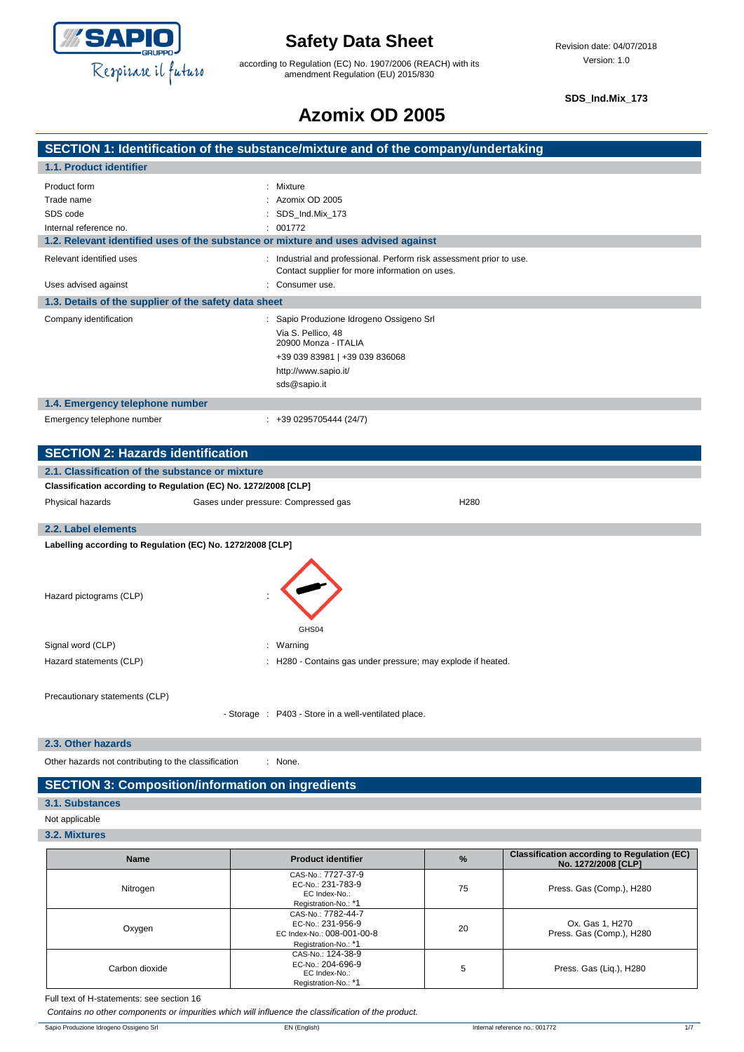# Safety Data Sheet

according to Regulation (EC) No. 1907/2006 (REACH) with its amendment Regulation (EU) 2015/830

Revision date: 04/07/2018
Version: 1.0

**SDS_Ind.Mix_173**

# Azomix OD 2005

## SECTION 1: Identification of the substance/mixture and of the company/undertaking

### 1.1. Product identifier

Product form : Mixture
Trade name : Azomix OD 2005
SDS code : SDS_Ind.Mix_173
Internal reference no. : 001772

### 1.2. Relevant identified uses of the substance or mixture and uses advised against

Relevant identified uses : Industrial and professional. Perform risk assessment prior to use. Contact supplier for more information on uses.
Uses advised against : Consumer use.

### 1.3. Details of the supplier of the safety data sheet

Company identification : Sapio Produzione Idrogeno Ossigeno Srl
Via S. Pellico, 48
20900 Monza - ITALIA
+39 039 83981 | +39 039 836068
http://www.sapio.it/
sds@sapio.it

### 1.4. Emergency telephone number

Emergency telephone number : +39 0295705444 (24/7)

## SECTION 2: Hazards identification

### 2.1. Classification of the substance or mixture

**Classification according to Regulation (EC) No. 1272/2008 [CLP]**

| Physical hazards | Gases under pressure: Compressed gas | H280 |
|---|---|---|

### 2.2. Label elements

**Labelling according to Regulation (EC) No. 1272/2008 [CLP]**

Hazard pictograms (CLP) : GHS04

Signal word (CLP) : Warning
Hazard statements (CLP) : H280 - Contains gas under pressure; may explode if heated.

Precautionary statements (CLP)

- Storage : P403 - Store in a well-ventilated place.

### 2.3. Other hazards

Other hazards not contributing to the classification : None.

## SECTION 3: Composition/information on ingredients

### 3.1. Substances

Not applicable

### 3.2. Mixtures

| Name | Product identifier | % | Classification according to Regulation (EC) No. 1272/2008 [CLP] |
|---|---|---|---|
| Nitrogen | CAS-No.: 7727-37-9<br>EC-No.: 231-783-9<br>EC Index-No.:<br>Registration-No.: *1 | 75 | Press. Gas (Comp.), H280 |
| Oxygen | CAS-No.: 7782-44-7<br>EC-No.: 231-956-9<br>EC Index-No.: 008-001-00-8<br>Registration-No.: *1 | 20 | Ox. Gas 1, H270<br>Press. Gas (Comp.), H280 |
| Carbon dioxide | CAS-No.: 124-38-9<br>EC-No.: 204-696-9<br>EC Index-No.:<br>Registration-No.: *1 | 5 | Press. Gas (Liq.), H280 |

Full text of H-statements: see section 16

*Contains no other components or impurities which will influence the classification of the product.*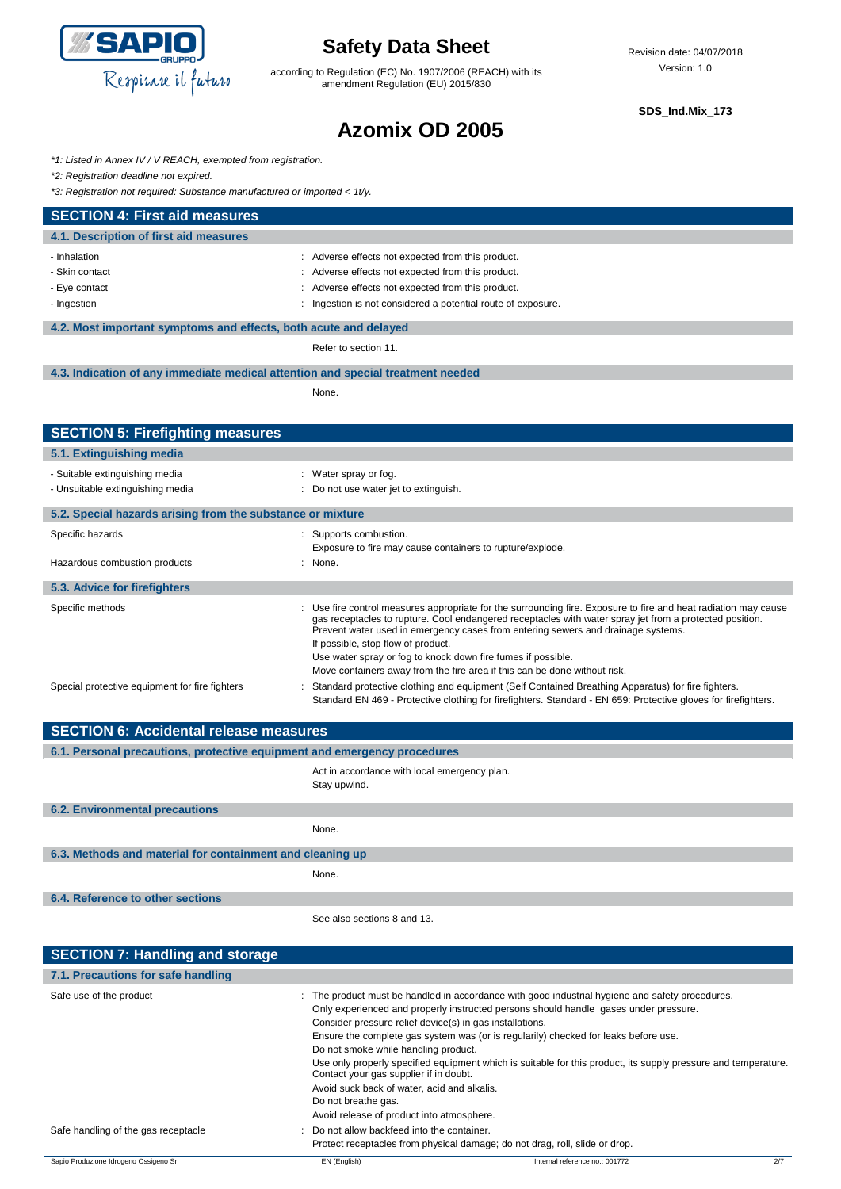*1: Listed in Annex IV / V REACH, exempted from registration.

*2: Registration deadline not expired.

*3: Registration not required: Substance manufactured or imported < 1t/y.

## SECTION 4: First aid measures

### 4.1. Description of first aid measures

- Inhalation : Adverse effects not expected from this product.
- Skin contact : Adverse effects not expected from this product.
- Eye contact : Adverse effects not expected from this product.
- Ingestion : Ingestion is not considered a potential route of exposure.

### 4.2. Most important symptoms and effects, both acute and delayed

Refer to section 11.

### 4.3. Indication of any immediate medical attention and special treatment needed

None.

## SECTION 5: Firefighting measures

### 5.1. Extinguishing media

- Suitable extinguishing media : Water spray or fog.
- Unsuitable extinguishing media : Do not use water jet to extinguish.

### 5.2. Special hazards arising from the substance or mixture

Specific hazards : Supports combustion.
Exposure to fire may cause containers to rupture/explode.

Hazardous combustion products : None.

### 5.3. Advice for firefighters

Specific methods : Use fire control measures appropriate for the surrounding fire. Exposure to fire and heat radiation may cause gas receptacles to rupture. Cool endangered receptacles with water spray jet from a protected position. Prevent water used in emergency cases from entering sewers and drainage systems.
If possible, stop flow of product.
Use water spray or fog to knock down fire fumes if possible.
Move containers away from the fire area if this can be done without risk.

Special protective equipment for fire fighters : Standard protective clothing and equipment (Self Contained Breathing Apparatus) for fire fighters.
Standard EN 469 - Protective clothing for firefighters. Standard - EN 659: Protective gloves for firefighters.

## SECTION 6: Accidental release measures

### 6.1. Personal precautions, protective equipment and emergency procedures

Act in accordance with local emergency plan.
Stay upwind.

### 6.2. Environmental precautions

None.

### 6.3. Methods and material for containment and cleaning up

None.

### 6.4. Reference to other sections

See also sections 8 and 13.

## SECTION 7: Handling and storage

### 7.1. Precautions for safe handling

Safe use of the product : The product must be handled in accordance with good industrial hygiene and safety procedures.
Only experienced and properly instructed persons should handle gases under pressure.
Consider pressure relief device(s) in gas installations.
Ensure the complete gas system was (or is regularily) checked for leaks before use.
Do not smoke while handling product.
Use only properly specified equipment which is suitable for this product, its supply pressure and temperature. Contact your gas supplier if in doubt.
Avoid suck back of water, acid and alkalis.
Do not breathe gas.
Avoid release of product into atmosphere.

Safe handling of the gas receptacle : Do not allow backfeed into the container.
Protect receptacles from physical damage; do not drag, roll, slide or drop.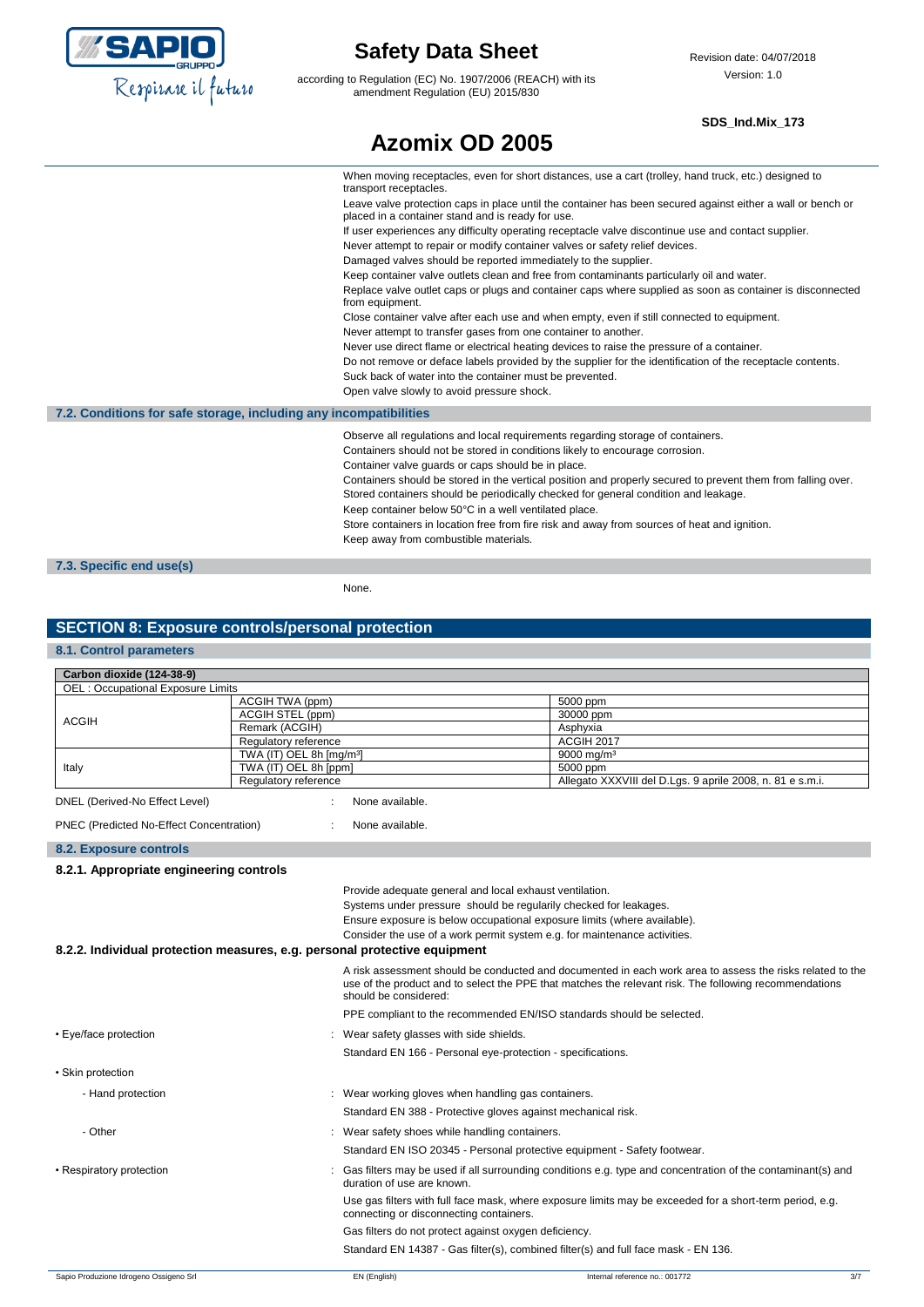When moving receptacles, even for short distances, use a cart (trolley, hand truck, etc.) designed to transport receptacles.

Leave valve protection caps in place until the container has been secured against either a wall or bench or placed in a container stand and is ready for use.

If user experiences any difficulty operating receptacle valve discontinue use and contact supplier.

Never attempt to repair or modify container valves or safety relief devices.

Damaged valves should be reported immediately to the supplier.

Keep container valve outlets clean and free from contaminants particularly oil and water.

Replace valve outlet caps or plugs and container caps where supplied as soon as container is disconnected from equipment.

Close container valve after each use and when empty, even if still connected to equipment.

Never attempt to transfer gases from one container to another.

Never use direct flame or electrical heating devices to raise the pressure of a container.

Do not remove or deface labels provided by the supplier for the identification of the receptacle contents.

Suck back of water into the container must be prevented.

Open valve slowly to avoid pressure shock.

### 7.2. Conditions for safe storage, including any incompatibilities

Observe all regulations and local requirements regarding storage of containers.

Containers should not be stored in conditions likely to encourage corrosion.

Container valve guards or caps should be in place.

Containers should be stored in the vertical position and properly secured to prevent them from falling over.

Stored containers should be periodically checked for general condition and leakage.

Keep container below 50°C in a well ventilated place.

Store containers in location free from fire risk and away from sources of heat and ignition.

Keep away from combustible materials.

### 7.3. Specific end use(s)

None.

## SECTION 8: Exposure controls/personal protection

### 8.1. Control parameters

| Carbon dioxide (124-38-9) | | |
|---|---|---|
| OEL : Occupational Exposure Limits | | |
| ACGIH | ACGIH TWA (ppm) | 5000 ppm |
| | ACGIH STEL (ppm) | 30000 ppm |
| | Remark (ACGIH) | Asphyxia |
| | Regulatory reference | ACGIH 2017 |
| Italy | TWA (IT) OEL 8h [mg/m³] | 9000 mg/m³ |
| | TWA (IT) OEL 8h [ppm] | 5000 ppm |
| | Regulatory reference | Allegato XXXVIII del D.Lgs. 9 aprile 2008, n. 81 e s.m.i. |

DNEL (Derived-No Effect Level) : None available.

PNEC (Predicted No-Effect Concentration) : None available.

### 8.2. Exposure controls

#### 8.2.1. Appropriate engineering controls

Provide adequate general and local exhaust ventilation.

Systems under pressure should be regularly checked for leakages.

Ensure exposure is below occupational exposure limits (where available).

Consider the use of a work permit system e.g. for maintenance activities.

#### 8.2.2. Individual protection measures, e.g. personal protective equipment

A risk assessment should be conducted and documented in each work area to assess the risks related to the use of the product and to select the PPE that matches the relevant risk. The following recommendations should be considered:

PPE compliant to the recommended EN/ISO standards should be selected.

- Eye/face protection : Wear safety glasses with side shields.

  Standard EN 166 - Personal eye-protection - specifications.

- Skin protection
  - Hand protection : Wear working gloves when handling gas containers.

    Standard EN 388 - Protective gloves against mechanical risk.
  - Other : Wear safety shoes while handling containers.

    Standard EN ISO 20345 - Personal protective equipment - Safety footwear.

- Respiratory protection : Gas filters may be used if all surrounding conditions e.g. type and concentration of the contaminant(s) and duration of use are known.

  Use gas filters with full face mask, where exposure limits may be exceeded for a short-term period, e.g. connecting or disconnecting containers.

  Gas filters do not protect against oxygen deficiency.

  Standard EN 14387 - Gas filter(s), combined filter(s) and full face mask - EN 136.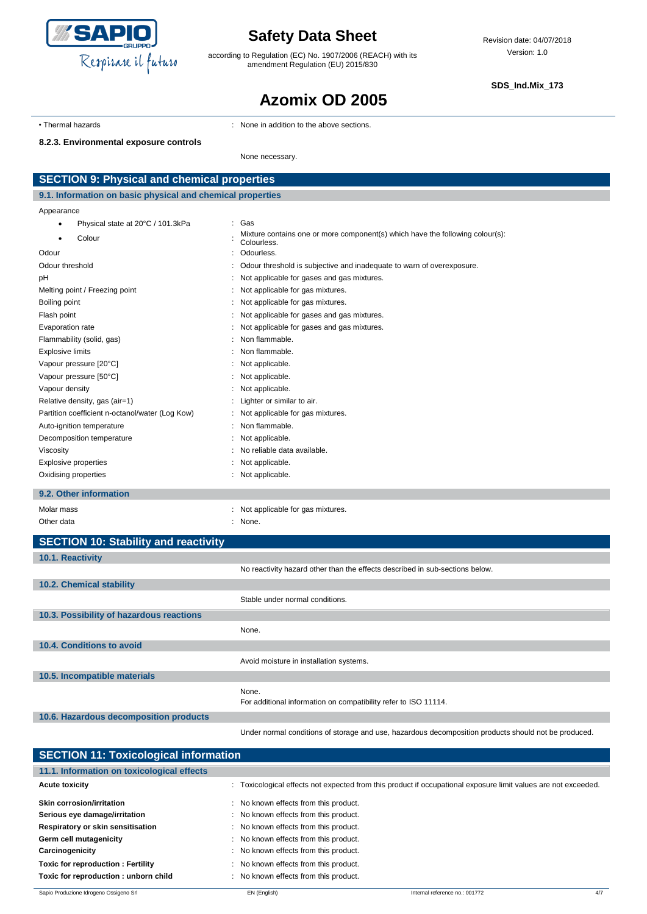- Thermal hazards : None in addition to the above sections.

**8.2.3. Environmental exposure controls**

None necessary.

## SECTION 9: Physical and chemical properties

### 9.1. Information on basic physical and chemical properties

Appearance

| | |
|---|---|
| • Physical state at 20°C / 101.3kPa | : Gas |
| • Colour | : Mixture contains one or more component(s) which have the following colour(s): Colourless. |
| Odour | : Odourless. |
| Odour threshold | : Odour threshold is subjective and inadequate to warn of overexposure. |
| pH | : Not applicable for gases and gas mixtures. |
| Melting point / Freezing point | : Not applicable for gas mixtures. |
| Boiling point | : Not applicable for gas mixtures. |
| Flash point | : Not applicable for gases and gas mixtures. |
| Evaporation rate | : Not applicable for gases and gas mixtures. |
| Flammability (solid, gas) | : Non flammable. |
| Explosive limits | : Non flammable. |
| Vapour pressure [20°C] | : Not applicable. |
| Vapour pressure [50°C] | : Not applicable. |
| Vapour density | : Not applicable. |
| Relative density, gas (air=1) | : Lighter or similar to air. |
| Partition coefficient n-octanol/water (Log Kow) | : Not applicable for gas mixtures. |
| Auto-ignition temperature | : Non flammable. |
| Decomposition temperature | : Not applicable. |
| Viscosity | : No reliable data available. |
| Explosive properties | : Not applicable. |
| Oxidising properties | : Not applicable. |

### 9.2. Other information

| | |
|---|---|
| Molar mass | : Not applicable for gas mixtures. |
| Other data | : None. |

## SECTION 10: Stability and reactivity

### 10.1. Reactivity

No reactivity hazard other than the effects described in sub-sections below.

### 10.2. Chemical stability

Stable under normal conditions.

### 10.3. Possibility of hazardous reactions

None.

### 10.4. Conditions to avoid

Avoid moisture in installation systems.

### 10.5. Incompatible materials

None.
For additional information on compatibility refer to ISO 11114.

### 10.6. Hazardous decomposition products

Under normal conditions of storage and use, hazardous decomposition products should not be produced.

## SECTION 11: Toxicological information

### 11.1. Information on toxicological effects

| | |
|---|---|
| **Acute toxicity** | : Toxicological effects not expected from this product if occupational exposure limit values are not exceeded. |
| **Skin corrosion/irritation** | : No known effects from this product. |
| **Serious eye damage/irritation** | : No known effects from this product. |
| **Respiratory or skin sensitisation** | : No known effects from this product. |
| **Germ cell mutagenicity** | : No known effects from this product. |
| **Carcinogenicity** | : No known effects from this product. |
| **Toxic for reproduction : Fertility** | : No known effects from this product. |
| **Toxic for reproduction : unborn child** | : No known effects from this product. |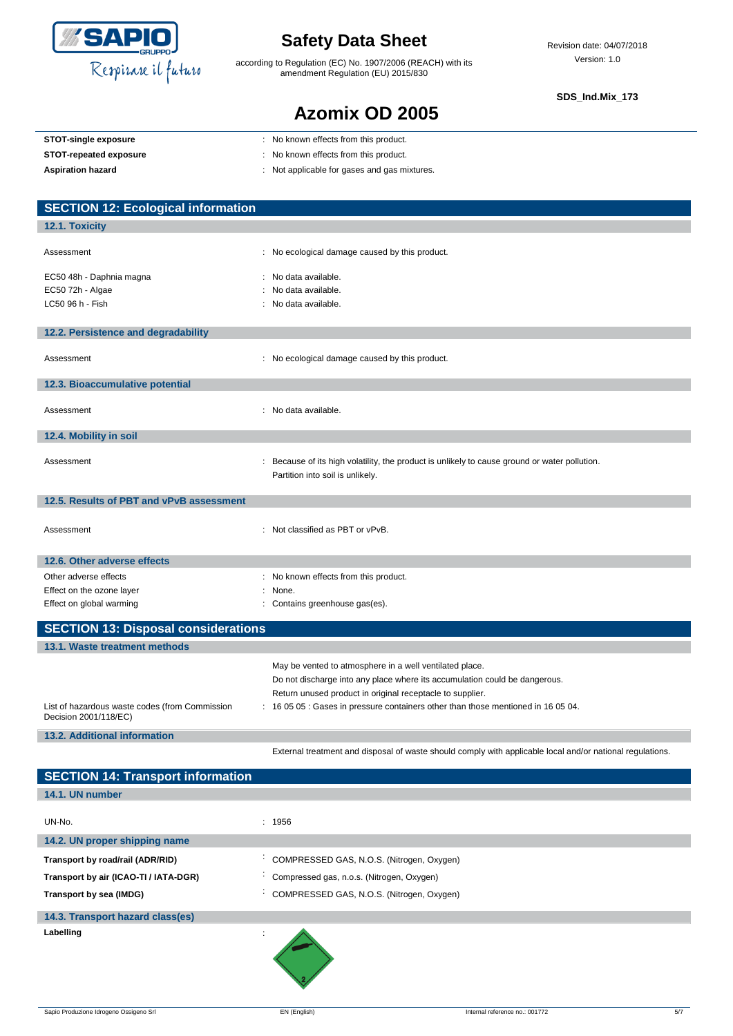| | |
|---|---|
| **STOT-single exposure** | : No known effects from this product. |
| **STOT-repeated exposure** | : No known effects from this product. |
| **Aspiration hazard** | : Not applicable for gases and gas mixtures. |

## SECTION 12: Ecological information

### 12.1. Toxicity

| | |
|---|---|
| Assessment | : No ecological damage caused by this product. |
| EC50 48h - Daphnia magna | : No data available. |
| EC50 72h - Algae | : No data available. |
| LC50 96 h - Fish | : No data available. |

### 12.2. Persistence and degradability

| | |
|---|---|
| Assessment | : No ecological damage caused by this product. |

### 12.3. Bioaccumulative potential

| | |
|---|---|
| Assessment | : No data available. |

### 12.4. Mobility in soil

| | |
|---|---|
| Assessment | : Because of its high volatility, the product is unlikely to cause ground or water pollution. Partition into soil is unlikely. |

### 12.5. Results of PBT and vPvB assessment

| | |
|---|---|
| Assessment | : Not classified as PBT or vPvB. |

### 12.6. Other adverse effects

| | |
|---|---|
| Other adverse effects | : No known effects from this product. |
| Effect on the ozone layer | : None. |
| Effect on global warming | : Contains greenhouse gas(es). |

## SECTION 13: Disposal considerations

### 13.1. Waste treatment methods

May be vented to atmosphere in a well ventilated place.
Do not discharge into any place where its accumulation could be dangerous.
Return unused product in original receptacle to supplier.

| | |
|---|---|
| List of hazardous waste codes (from Commission Decision 2001/118/EC) | : 16 05 05 : Gases in pressure containers other than those mentioned in 16 05 04. |

### 13.2. Additional information

External treatment and disposal of waste should comply with applicable local and/or national regulations.

## SECTION 14: Transport information

### 14.1. UN number

| | |
|---|---|
| UN-No. | : 1956 |

### 14.2. UN proper shipping name

| | |
|---|---|
| **Transport by road/rail (ADR/RID)** | : COMPRESSED GAS, N.O.S. (Nitrogen, Oxygen) |
| **Transport by air (ICAO-TI / IATA-DGR)** | : Compressed gas, n.o.s. (Nitrogen, Oxygen) |
| **Transport by sea (IMDG)** | : COMPRESSED GAS, N.O.S. (Nitrogen, Oxygen) |

### 14.3. Transport hazard class(es)

**Labelling** :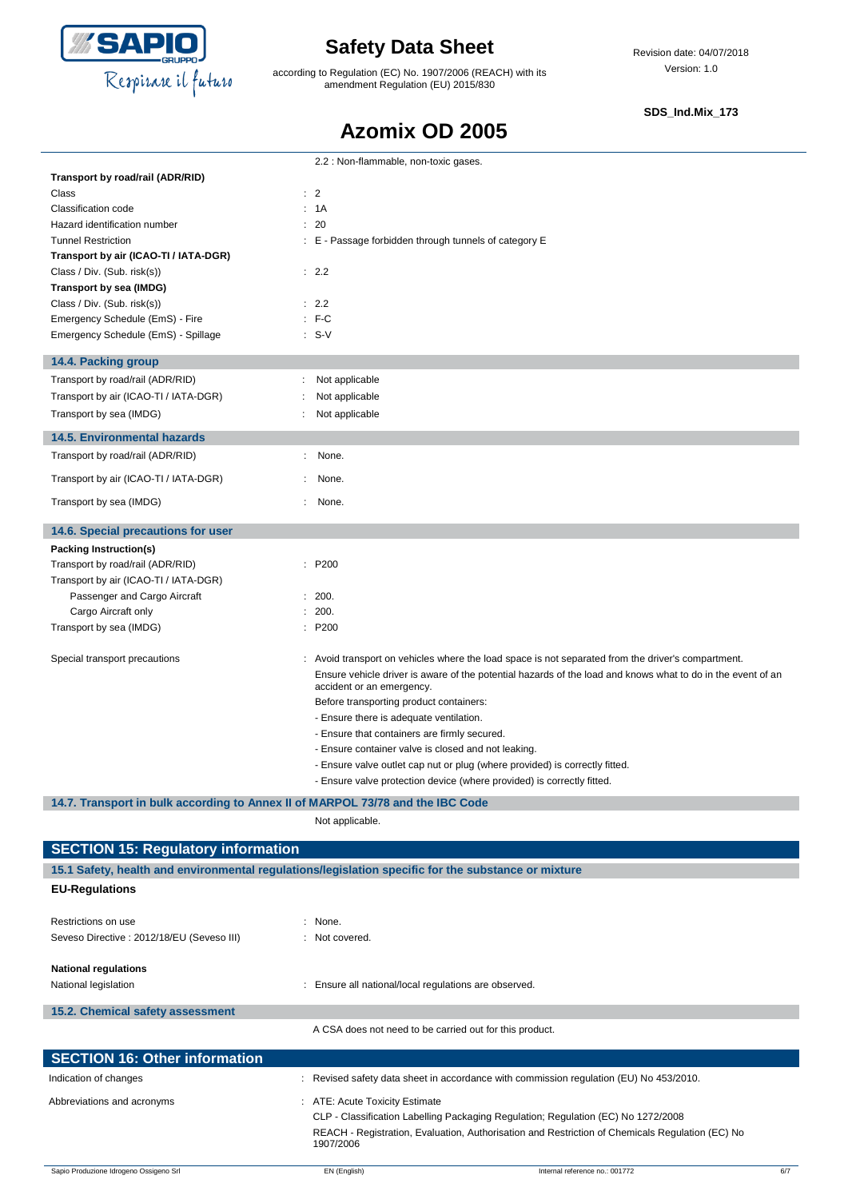2.2 : Non-flammable, non-toxic gases.

**Transport by road/rail (ADR/RID)**

| | |
|---|---|
| Class | : 2 |
| Classification code | : 1A |
| Hazard identification number | : 20 |
| Tunnel Restriction | : E - Passage forbidden through tunnels of category E |

**Transport by air (ICAO-TI / IATA-DGR)**

| | |
|---|---|
| Class / Div. (Sub. risk(s)) | : 2.2 |

**Transport by sea (IMDG)**

| | |
|---|---|
| Class / Div. (Sub. risk(s)) | : 2.2 |
| Emergency Schedule (EmS) - Fire | : F-C |
| Emergency Schedule (EmS) - Spillage | : S-V |

### 14.4. Packing group

| | |
|---|---|
| Transport by road/rail (ADR/RID) | : Not applicable |
| Transport by air (ICAO-TI / IATA-DGR) | : Not applicable |
| Transport by sea (IMDG) | : Not applicable |

### 14.5. Environmental hazards

| | |
|---|---|
| Transport by road/rail (ADR/RID) | : None. |
| Transport by air (ICAO-TI / IATA-DGR) | : None. |
| Transport by sea (IMDG) | : None. |

### 14.6. Special precautions for user

**Packing Instruction(s)**

| | |
|---|---|
| Transport by road/rail (ADR/RID) | : P200 |
| Transport by air (ICAO-TI / IATA-DGR) | |
| Passenger and Cargo Aircraft | : 200. |
| Cargo Aircraft only | : 200. |
| Transport by sea (IMDG) | : P200 |

Special transport precautions : Avoid transport on vehicles where the load space is not separated from the driver's compartment.

Ensure vehicle driver is aware of the potential hazards of the load and knows what to do in the event of an accident or an emergency.

Before transporting product containers:

- Ensure there is adequate ventilation.
- Ensure that containers are firmly secured.
- Ensure container valve is closed and not leaking.
- Ensure valve outlet cap nut or plug (where provided) is correctly fitted.
- Ensure valve protection device (where provided) is correctly fitted.

### 14.7. Transport in bulk according to Annex II of MARPOL 73/78 and the IBC Code

Not applicable.

## SECTION 15: Regulatory information

### 15.1 Safety, health and environmental regulations/legislation specific for the substance or mixture

**EU-Regulations**

| | |
|---|---|
| Restrictions on use | : None. |
| Seveso Directive : 2012/18/EU (Seveso III) | : Not covered. |

**National regulations**

| | |
|---|---|
| National legislation | : Ensure all national/local regulations are observed. |

### 15.2. Chemical safety assessment

A CSA does not need to be carried out for this product.

## SECTION 16: Other information

Indication of changes : Revised safety data sheet in accordance with commission regulation (EU) No 453/2010.

Abbreviations and acronyms : ATE: Acute Toxicity Estimate

CLP - Classification Labelling Packaging Regulation; Regulation (EC) No 1272/2008

REACH - Registration, Evaluation, Authorisation and Restriction of Chemicals Regulation (EC) No 1907/2006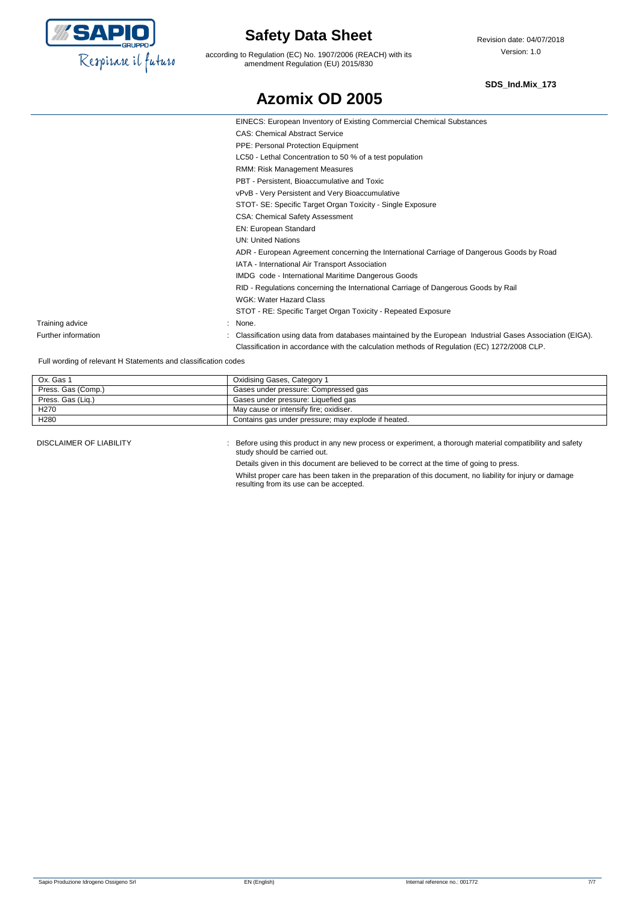EINECS: European Inventory of Existing Commercial Chemical Substances

CAS: Chemical Abstract Service

PPE: Personal Protection Equipment

LC50 - Lethal Concentration to 50 % of a test population

RMM: Risk Management Measures

PBT - Persistent, Bioaccumulative and Toxic

vPvB - Very Persistent and Very Bioaccumulative

STOT- SE: Specific Target Organ Toxicity - Single Exposure

CSA: Chemical Safety Assessment

EN: European Standard

UN: United Nations

ADR - European Agreement concerning the International Carriage of Dangerous Goods by Road

IATA - International Air Transport Association

IMDG code - International Maritime Dangerous Goods

RID - Regulations concerning the International Carriage of Dangerous Goods by Rail

WGK: Water Hazard Class

STOT - RE: Specific Target Organ Toxicity - Repeated Exposure

Training advice : None.

Further information : Classification using data from databases maintained by the European Industrial Gases Association (EIGA). Classification in accordance with the calculation methods of Regulation (EC) 1272/2008 CLP.

Full wording of relevant H Statements and classification codes

| | |
|---|---|
| Ox. Gas 1 | Oxidising Gases, Category 1 |
| Press. Gas (Comp.) | Gases under pressure: Compressed gas |
| Press. Gas (Liq.) | Gases under pressure: Liquefied gas |
| H270 | May cause or intensify fire; oxidiser. |
| H280 | Contains gas under pressure; may explode if heated. |

DISCLAIMER OF LIABILITY : Before using this product in any new process or experiment, a thorough material compatibility and safety study should be carried out.

Details given in this document are believed to be correct at the time of going to press.

Whilst proper care has been taken in the preparation of this document, no liability for injury or damage resulting from its use can be accepted.